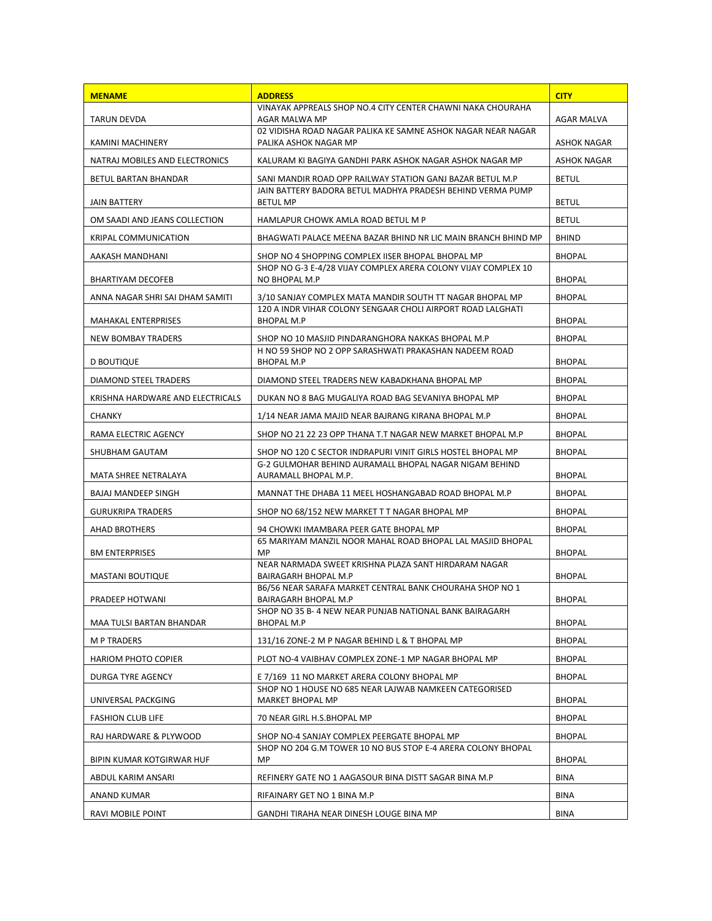| MENAME | ADDRESS | CITY |
|---|---|---|
| TARUN DEVDA | VINAYAK APPREALS SHOP NO.4 CITY CENTER CHAWNI NAKA CHOURAHA AGAR MALWA MP | AGAR MALVA |
| KAMINI MACHINERY | 02 VIDISHA ROAD NAGAR PALIKA KE SAMNE ASHOK NAGAR NEAR NAGAR PALIKA ASHOK NAGAR MP | ASHOK NAGAR |
| NATRAJ MOBILES AND ELECTRONICS | KALURAM KI BAGIYA GANDHI PARK ASHOK NAGAR ASHOK NAGAR MP | ASHOK NAGAR |
| BETUL BARTAN BHANDAR | SANI MANDIR ROAD OPP RAILWAY STATION GANJ BAZAR BETUL M.P | BETUL |
| JAIN BATTERY | JAIN BATTERY BADORA BETUL MADHYA PRADESH BEHIND VERMA PUMP BETUL MP | BETUL |
| OM SAADI AND JEANS COLLECTION | HAMLAPUR CHOWK AMLA ROAD BETUL M P | BETUL |
| KRIPAL COMMUNICATION | BHAGWATI PALACE MEENA BAZAR BHIND NR LIC MAIN BRANCH BHIND MP | BHIND |
| AAKASH MANDHANI | SHOP NO 4 SHOPPING COMPLEX IISER BHOPAL BHOPAL MP | BHOPAL |
| BHARTIYAM DECOFEB | SHOP NO G-3 E-4/28 VIJAY COMPLEX ARERA COLONY VIJAY COMPLEX 10 NO BHOPAL M.P | BHOPAL |
| ANNA NAGAR SHRI SAI DHAM SAMITI | 3/10 SANJAY COMPLEX MATA MANDIR SOUTH TT NAGAR BHOPAL MP | BHOPAL |
| MAHAKAL ENTERPRISES | 120 A INDR VIHAR COLONY SENGAAR CHOLI AIRPORT ROAD LALGHATI BHOPAL M.P | BHOPAL |
| NEW BOMBAY TRADERS | SHOP NO 10 MASJID PINDARANGHORA NAKKAS BHOPAL M.P | BHOPAL |
| D BOUTIQUE | H NO 59 SHOP NO 2 OPP SARASHWATI PRAKASHAN NADEEM ROAD BHOPAL M.P | BHOPAL |
| DIAMOND STEEL TRADERS | DIAMOND STEEL TRADERS NEW KABADKHANA BHOPAL MP | BHOPAL |
| KRISHNA HARDWARE AND ELECTRICALS | DUKAN NO 8 BAG MUGALIYA ROAD BAG SEVANIYA BHOPAL MP | BHOPAL |
| CHANKY | 1/14 NEAR JAMA MAJID NEAR BAJRANG KIRANA BHOPAL M.P | BHOPAL |
| RAMA ELECTRIC AGENCY | SHOP NO 21 22 23 OPP THANA T.T NAGAR NEW MARKET BHOPAL M.P | BHOPAL |
| SHUBHAM GAUTAM | SHOP NO 120 C SECTOR INDRAPURI VINIT GIRLS HOSTEL BHOPAL MP | BHOPAL |
| MATA SHREE NETRALAYA | G-2 GULMOHAR BEHIND AURAMALL BHOPAL NAGAR NIGAM BEHIND AURAMALL BHOPAL M.P. | BHOPAL |
| BAJAJ MANDEEP SINGH | MANNAT THE DHABA 11 MEEL HOSHANGABAD ROAD BHOPAL M.P | BHOPAL |
| GURUKRIPA TRADERS | SHOP NO 68/152 NEW MARKET T T NAGAR BHOPAL MP | BHOPAL |
| AHAD BROTHERS | 94 CHOWKI IMAMBARA PEER GATE BHOPAL MP | BHOPAL |
| BM ENTERPRISES | 65 MARIYAM MANZIL NOOR MAHAL ROAD BHOPAL LAL MASJID BHOPAL MP | BHOPAL |
| MASTANI BOUTIQUE | NEAR NARMADA SWEET KRISHNA PLAZA SANT HIRDARAM NAGAR BAIRAGARH BHOPAL M.P | BHOPAL |
| PRADEEP HOTWANI | B6/56 NEAR SARAFA MARKET CENTRAL BANK CHOURAHA SHOP NO 1 BAIRAGARH BHOPAL M.P | BHOPAL |
| MAA TULSI BARTAN BHANDAR | SHOP NO 35 B- 4 NEW NEAR PUNJAB NATIONAL BANK BAIRAGARH BHOPAL M.P | BHOPAL |
| M P TRADERS | 131/16 ZONE-2 M P NAGAR BEHIND L & T BHOPAL MP | BHOPAL |
| HARIOM PHOTO COPIER | PLOT NO-4 VAIBHAV COMPLEX ZONE-1 MP NAGAR BHOPAL MP | BHOPAL |
| DURGA TYRE AGENCY | E 7/169 11 NO MARKET ARERA COLONY BHOPAL MP | BHOPAL |
| UNIVERSAL PACKGING | SHOP NO 1 HOUSE NO 685 NEAR LAJWAB NAMKEEN CATEGORISED MARKET BHOPAL MP | BHOPAL |
| FASHION CLUB LIFE | 70 NEAR GIRL H.S.BHOPAL MP | BHOPAL |
| RAJ HARDWARE & PLYWOOD | SHOP NO-4 SANJAY COMPLEX PEERGATE BHOPAL MP | BHOPAL |
| BIPIN KUMAR KOTGIRWAR HUF | SHOP NO 204 G.M TOWER 10 NO BUS STOP E-4 ARERA COLONY BHOPAL MP | BHOPAL |
| ABDUL KARIM ANSARI | REFINERY GATE NO 1 AAGASOUR BINA DISTT SAGAR BINA M.P | BINA |
| ANAND KUMAR | RIFAINARY GET NO 1 BINA M.P | BINA |
| RAVI MOBILE POINT | GANDHI TIRAHA NEAR DINESH LOUGE BINA MP | BINA |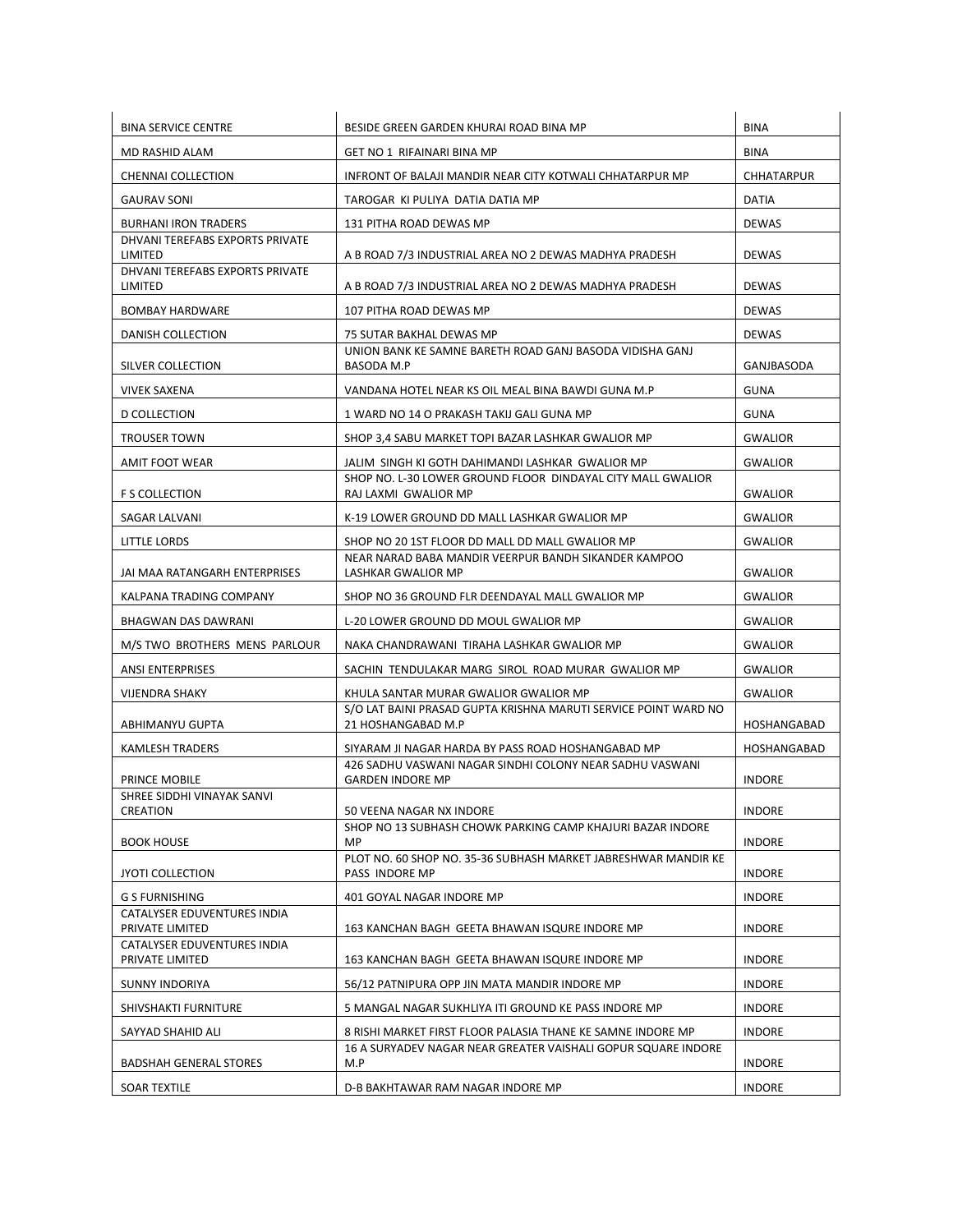| | | |
|---|---|---|
| BINA SERVICE CENTRE | BESIDE GREEN GARDEN KHURAI ROAD BINA MP | BINA |
| MD RASHID ALAM | GET NO 1 RIFAINARI BINA MP | BINA |
| CHENNAI COLLECTION | INFRONT OF BALAJI MANDIR NEAR CITY KOTWALI CHHATARPUR MP | CHHATARPUR |
| GAURAV SONI | TAROGAR KI PULIYA DATIA DATIA MP | DATIA |
| BURHANI IRON TRADERS | 131 PITHA ROAD DEWAS MP | DEWAS |
| DHVANI TEREFABS EXPORTS PRIVATE LIMITED | A B ROAD 7/3 INDUSTRIAL AREA NO 2 DEWAS MADHYA PRADESH | DEWAS |
| DHVANI TEREFABS EXPORTS PRIVATE LIMITED | A B ROAD 7/3 INDUSTRIAL AREA NO 2 DEWAS MADHYA PRADESH | DEWAS |
| BOMBAY HARDWARE | 107 PITHA ROAD DEWAS MP | DEWAS |
| DANISH COLLECTION | 75 SUTAR BAKHAL DEWAS MP | DEWAS |
| SILVER COLLECTION | UNION BANK KE SAMNE BARETH ROAD GANJ BASODA VIDISHA GANJ BASODA M.P | GANJBASODA |
| VIVEK SAXENA | VANDANA HOTEL NEAR KS OIL MEAL BINA BAWDI GUNA M.P | GUNA |
| D COLLECTION | 1 WARD NO 14 O PRAKASH TAKIJ GALI GUNA MP | GUNA |
| TROUSER TOWN | SHOP 3,4 SABU MARKET TOPI BAZAR LASHKAR GWALIOR MP | GWALIOR |
| AMIT FOOT WEAR | JALIM SINGH KI GOTH DAHIMANDI LASHKAR GWALIOR MP | GWALIOR |
| F S COLLECTION | SHOP NO. L-30 LOWER GROUND FLOOR DINDAYAL CITY MALL GWALIOR RAJ LAXMI GWALIOR MP | GWALIOR |
| SAGAR LALVANI | K-19 LOWER GROUND DD MALL LASHKAR GWALIOR MP | GWALIOR |
| LITTLE LORDS | SHOP NO 20 1ST FLOOR DD MALL DD MALL GWALIOR MP | GWALIOR |
| JAI MAA RATANGARH ENTERPRISES | NEAR NARAD BABA MANDIR VEERPUR BANDH SIKANDER KAMPOO LASHKAR GWALIOR MP | GWALIOR |
| KALPANA TRADING COMPANY | SHOP NO 36 GROUND FLR DEENDAYAL MALL GWALIOR MP | GWALIOR |
| BHAGWAN DAS DAWRANI | L-20 LOWER GROUND DD MOUL GWALIOR MP | GWALIOR |
| M/S TWO BROTHERS MENS PARLOUR | NAKA CHANDRAWANI TIRAHA LASHKAR GWALIOR MP | GWALIOR |
| ANSI ENTERPRISES | SACHIN TENDULAKAR MARG SIROL ROAD MURAR GWALIOR MP | GWALIOR |
| VIJENDRA SHAKY | KHULA SANTAR MURAR GWALIOR GWALIOR MP | GWALIOR |
| ABHIMANYU GUPTA | S/O LAT BAINI PRASAD GUPTA KRISHNA MARUTI SERVICE POINT WARD NO 21 HOSHANGABAD M.P | HOSHANGABAD |
| KAMLESH TRADERS | SIYARAM JI NAGAR HARDA BY PASS ROAD HOSHANGABAD MP | HOSHANGABAD |
| PRINCE MOBILE | 426 SADHU VASWANI NAGAR SINDHI COLONY NEAR SADHU VASWANI GARDEN INDORE MP | INDORE |
| SHREE SIDDHI VINAYAK SANVI CREATION | 50 VEENA NAGAR NX INDORE | INDORE |
| BOOK HOUSE | SHOP NO 13 SUBHASH CHOWK PARKING CAMP KHAJURI BAZAR INDORE MP | INDORE |
| JYOTI COLLECTION | PLOT NO. 60 SHOP NO. 35-36 SUBHASH MARKET JABRESHWAR MANDIR KE PASS INDORE MP | INDORE |
| G S FURNISHING | 401 GOYAL NAGAR INDORE MP | INDORE |
| CATALYSER EDUVENTURES INDIA PRIVATE LIMITED | 163 KANCHAN BAGH GEETA BHAWAN ISQURE INDORE MP | INDORE |
| CATALYSER EDUVENTURES INDIA PRIVATE LIMITED | 163 KANCHAN BAGH GEETA BHAWAN ISQURE INDORE MP | INDORE |
| SUNNY INDORIYA | 56/12 PATNIPURA OPP JIN MATA MANDIR INDORE MP | INDORE |
| SHIVSHAKTI FURNITURE | 5 MANGAL NAGAR SUKHLIYA ITI GROUND KE PASS INDORE MP | INDORE |
| SAYYAD SHAHID ALI | 8 RISHI MARKET FIRST FLOOR PALASIA THANE KE SAMNE INDORE MP | INDORE |
| BADSHAH GENERAL STORES | 16 A SURYADEV NAGAR NEAR GREATER VAISHALI GOPUR SQUARE INDORE M.P | INDORE |
| SOAR TEXTILE | D-B BAKHTAWAR RAM NAGAR INDORE MP | INDORE |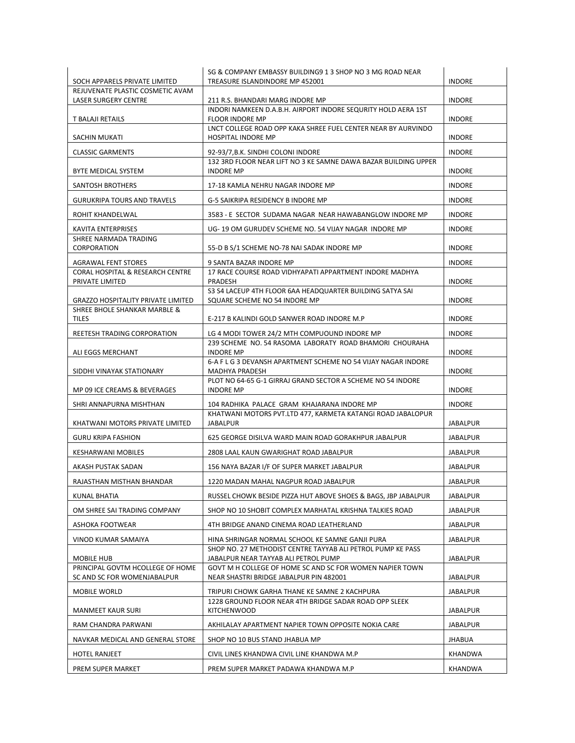| | | |
|---|---|---|
| SOCH APPARELS PRIVATE LIMITED | SG & COMPANY EMBASSY BUILDING9 1 3 SHOP NO 3 MG ROAD NEAR TREASURE ISLANDINDORE MP 452001 | INDORE |
| REJUVENATE PLASTIC COSMETIC AVAM LASER SURGERY CENTRE | 211 R.S. BHANDARI MARG INDORE MP | INDORE |
| T BALAJI RETAILS | INDORI NAMKEEN D.A.B.H. AIRPORT INDORE SEQURITY HOLD AERA 1ST FLOOR INDORE MP | INDORE |
| SACHIN MUKATI | LNCT COLLEGE ROAD OPP KAKA SHREE FUEL CENTER NEAR BY AURVINDO HOSPITAL INDORE MP | INDORE |
| CLASSIC GARMENTS | 92-93/7,B.K. SINDHI COLONI INDORE | INDORE |
| BYTE MEDICAL SYSTEM | 132 3RD FLOOR NEAR LIFT NO 3 KE SAMNE DAWA BAZAR BUILDING UPPER INDORE MP | INDORE |
| SANTOSH BROTHERS | 17-18 KAMLA NEHRU NAGAR INDORE MP | INDORE |
| GURUKRIPA TOURS AND TRAVELS | G-5 SAIKRIPA RESIDENCY B INDORE MP | INDORE |
| ROHIT KHANDELWAL | 3583 - E SECTOR SUDAMA NAGAR NEAR HAWABANGLOW INDORE MP | INDORE |
| KAVITA ENTERPRISES | UG- 19 OM GURUDEV SCHEME NO. 54 VIJAY NAGAR INDORE MP | INDORE |
| SHREE NARMADA TRADING CORPORATION | 55-D B S/1 SCHEME NO-78 NAI SADAK INDORE MP | INDORE |
| AGRAWAL FENT STORES | 9 SANTA BAZAR INDORE MP | INDORE |
| CORAL HOSPITAL & RESEARCH CENTRE PRIVATE LIMITED | 17 RACE COURSE ROAD VIDHYAPATI APPARTMENT INDORE MADHYA PRADESH | INDORE |
| GRAZZO HOSPITALITY PRIVATE LIMITED | S3 S4 LACEUP 4TH FLOOR 6AA HEADQUARTER BUILDING SATYA SAI SQUARE SCHEME NO 54 INDORE MP | INDORE |
| SHREE BHOLE SHANKAR MARBLE & TILES | E-217 B KALINDI GOLD SANWER ROAD INDORE M.P | INDORE |
| REETESH TRADING CORPORATION | LG 4 MODI TOWER 24/2 MTH COMPUOUND INDORE MP | INDORE |
| ALI EGGS MERCHANT | 239 SCHEME NO. 54 RASOMA LABORATY ROAD BHAMORI CHOURAHA INDORE MP | INDORE |
| SIDDHI VINAYAK STATIONARY | 6-A F L G 3 DEVANSH APARTMENT SCHEME NO 54 VIJAY NAGAR INDORE MADHYA PRADESH | INDORE |
| MP 09 ICE CREAMS & BEVERAGES | PLOT NO 64-65 G-1 GIRRAJ GRAND SECTOR A SCHEME NO 54 INDORE INDORE MP | INDORE |
| SHRI ANNAPURNA MISHTHAN | 104 RADHIKA PALACE GRAM KHAJARANA INDORE MP | INDORE |
| KHATWANI MOTORS PRIVATE LIMITED | KHATWANI MOTORS PVT.LTD 477, KARMETA KATANGI ROAD JABALOPUR JABALPUR | JABALPUR |
| GURU KRIPA FASHION | 625 GEORGE DISILVA WARD MAIN ROAD GORAKHPUR JABALPUR | JABALPUR |
| KESHARWANI MOBILES | 2808 LAAL KAUN GWARIGHAT ROAD JABALPUR | JABALPUR |
| AKASH PUSTAK SADAN | 156 NAYA BAZAR I/F OF SUPER MARKET JABALPUR | JABALPUR |
| RAJASTHAN MISTHAN BHANDAR | 1220 MADAN MAHAL NAGPUR ROAD JABALPUR | JABALPUR |
| KUNAL BHATIA | RUSSEL CHOWK BESIDE PIZZA HUT ABOVE SHOES & BAGS, JBP JABALPUR | JABALPUR |
| OM SHREE SAI TRADING COMPANY | SHOP NO 10 SHOBIT COMPLEX MARHATAL KRISHNA TALKIES ROAD | JABALPUR |
| ASHOKA FOOTWEAR | 4TH BRIDGE ANAND CINEMA ROAD LEATHERLAND | JABALPUR |
| VINOD KUMAR SAMAIYA | HINA SHRINGAR NORMAL SCHOOL KE SAMNE GANJI PURA | JABALPUR |
| MOBILE HUB | SHOP NO. 27 METHODIST CENTRE TAYYAB ALI PETROL PUMP KE PASS JABALPUR NEAR TAYYAB ALI PETROL PUMP | JABALPUR |
| PRINCIPAL GOVTM HCOLLEGE OF HOME SC AND SC FOR WOMENJABALPUR | GOVT M H COLLEGE OF HOME SC AND SC FOR WOMEN NAPIER TOWN NEAR SHASTRI BRIDGE JABALPUR PIN 482001 | JABALPUR |
| MOBILE WORLD | TRIPURI CHOWK GARHA THANE KE SAMNE 2 KACHPURA | JABALPUR |
| MANMEET KAUR SURI | 1228 GROUND FLOOR NEAR 4TH BRIDGE SADAR ROAD OPP SLEEK KITCHENWOOD | JABALPUR |
| RAM CHANDRA PARWANI | AKHILALAY APARTMENT NAPIER TOWN OPPOSITE NOKIA CARE | JABALPUR |
| NAVKAR MEDICAL AND GENERAL STORE | SHOP NO 10 BUS STAND JHABUA MP | JHABUA |
| HOTEL RANJEET | CIVIL LINES KHANDWA CIVIL LINE KHANDWA M.P | KHANDWA |
| PREM SUPER MARKET | PREM SUPER MARKET PADAWA KHANDWA M.P | KHANDWA |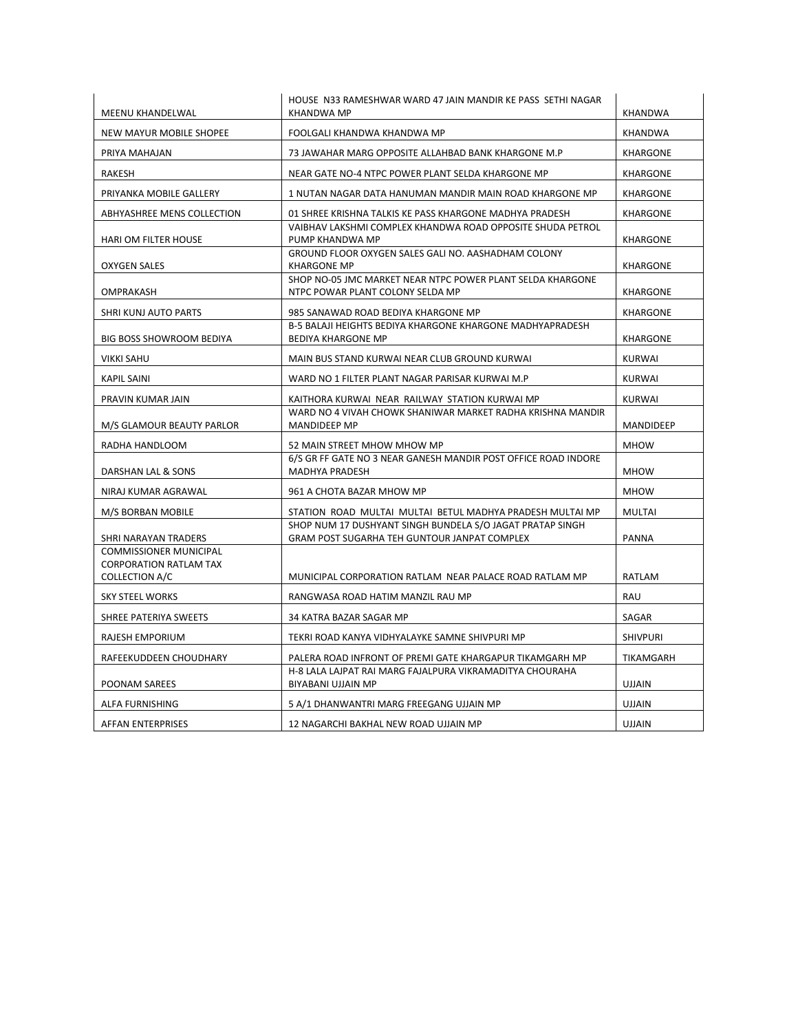| | | |
|---|---|---|
| MEENU KHANDELWAL | HOUSE N33 RAMESHWAR WARD 47 JAIN MANDIR KE PASS SETHI NAGAR KHANDWA MP | KHANDWA |
| NEW MAYUR MOBILE SHOPEE | FOOLGALI KHANDWA KHANDWA MP | KHANDWA |
| PRIYA MAHAJAN | 73 JAWAHAR MARG OPPOSITE ALLAHBAD BANK KHARGONE M.P | KHARGONE |
| RAKESH | NEAR GATE NO-4 NTPC POWER PLANT SELDA KHARGONE MP | KHARGONE |
| PRIYANKA MOBILE GALLERY | 1 NUTAN NAGAR DATA HANUMAN MANDIR MAIN ROAD KHARGONE MP | KHARGONE |
| ABHYASHREE MENS COLLECTION | 01 SHREE KRISHNA TALKIS KE PASS KHARGONE MADHYA PRADESH | KHARGONE |
| HARI OM FILTER HOUSE | VAIBHAV LAKSHMI COMPLEX KHANDWA ROAD OPPOSITE SHUDA PETROL PUMP KHANDWA MP | KHARGONE |
| OXYGEN SALES | GROUND FLOOR OXYGEN SALES GALI NO. AASHADHAM COLONY KHARGONE MP | KHARGONE |
| OMPRAKASH | SHOP NO-05 JMC MARKET NEAR NTPC POWER PLANT SELDA KHARGONE NTPC POWAR PLANT COLONY SELDA MP | KHARGONE |
| SHRI KUNJ AUTO PARTS | 985 SANAWAD ROAD BEDIYA KHARGONE MP | KHARGONE |
| BIG BOSS SHOWROOM BEDIYA | B-5 BALAJI HEIGHTS BEDIYA KHARGONE KHARGONE MADHYAPRADESH BEDIYA KHARGONE MP | KHARGONE |
| VIKKI SAHU | MAIN BUS STAND KURWAI NEAR CLUB GROUND KURWAI | KURWAI |
| KAPIL SAINI | WARD NO 1 FILTER PLANT NAGAR PARISAR KURWAI M.P | KURWAI |
| PRAVIN KUMAR JAIN | KAITHORA KURWAI NEAR RAILWAY STATION KURWAI MP | KURWAI |
| M/S GLAMOUR BEAUTY PARLOR | WARD NO 4 VIVAH CHOWK SHANIWAR MARKET RADHA KRISHNA MANDIR MANDIDEEP MP | MANDIDEEP |
| RADHA HANDLOOM | 52 MAIN STREET MHOW MHOW MP | MHOW |
| DARSHAN LAL & SONS | 6/S GR FF GATE NO 3 NEAR GANESH MANDIR POST OFFICE ROAD INDORE MADHYA PRADESH | MHOW |
| NIRAJ KUMAR AGRAWAL | 961 A CHOTA BAZAR MHOW MP | MHOW |
| M/S BORBAN MOBILE | STATION ROAD MULTAI MULTAI BETUL MADHYA PRADESH MULTAI MP | MULTAI |
| SHRI NARAYAN TRADERS | SHOP NUM 17 DUSHYANT SINGH BUNDELA S/O JAGAT PRATAP SINGH GRAM POST SUGARHA TEH GUNTOUR JANPAT COMPLEX | PANNA |
| COMMISSIONER MUNICIPAL CORPORATION RATLAM TAX COLLECTION A/C | MUNICIPAL CORPORATION RATLAM NEAR PALACE ROAD RATLAM MP | RATLAM |
| SKY STEEL WORKS | RANGWASA ROAD HATIM MANZIL RAU MP | RAU |
| SHREE PATERIYA SWEETS | 34 KATRA BAZAR SAGAR MP | SAGAR |
| RAJESH EMPORIUM | TEKRI ROAD KANYA VIDHYALAYKE SAMNE SHIVPURI MP | SHIVPURI |
| RAFEEKUDDEEN CHOUDHARY | PALERA ROAD INFRONT OF PREMI GATE KHARGAPUR TIKAMGARH MP | TIKAMGARH |
| POONAM SAREES | H-8 LALA LAJPAT RAI MARG FAJALPURA VIKRAMADITYA CHOURAHA BIYABANI UJJAIN MP | UJJAIN |
| ALFA FURNISHING | 5 A/1 DHANWANTRI MARG FREEGANG UJJAIN MP | UJJAIN |
| AFFAN ENTERPRISES | 12 NAGARCHI BAKHAL NEW ROAD UJJAIN MP | UJJAIN |